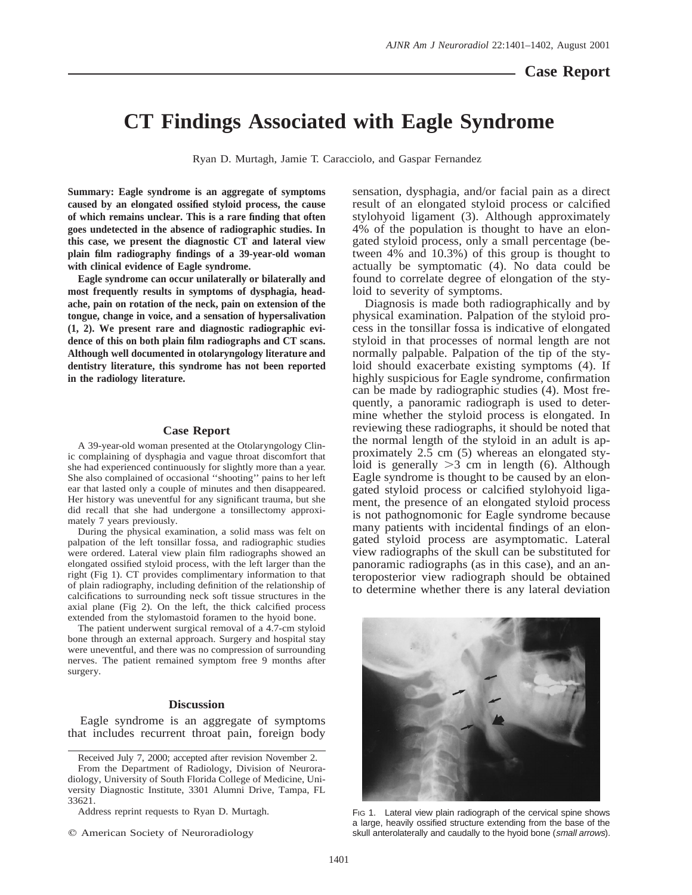## Case Report

# CT Findings Associated with Eagle Syndrome

Ryan D. Murtagh, Jamie T. Caracciolo, and Gaspar Fernandez

**Summary: Eagle syndrome is an aggregate of symptoms caused by an elongated ossified styloid process, the cause of which remains unclear. This is a rare finding that often goes undetected in the absence of radiographic studies. In this case, we present the diagnostic CT and lateral view plain film radiography findings of a 39-year-old woman with clinical evidence of Eagle syndrome.**

**Eagle syndrome can occur unilaterally or bilaterally and most frequently results in symptoms of dysphagia, headache, pain on rotation of the neck, pain on extension of the tongue, change in voice, and a sensation of hypersalivation (1, 2). We present rare and diagnostic radiographic evidence of this on both plain film radiographs and CT scans. Although well documented in otolaryngology literature and dentistry literature, this syndrome has not been reported in the radiology literature.**

### Case Report

A 39-year-old woman presented at the Otolaryngology Clinic complaining of dysphagia and vague throat discomfort that she had experienced continuously for slightly more than a year. She also complained of occasional ''shooting'' pains to her left ear that lasted only a couple of minutes and then disappeared. Her history was uneventful for any significant trauma, but she did recall that she had undergone a tonsillectomy approximately 7 years previously.

During the physical examination, a solid mass was felt on palpation of the left tonsillar fossa, and radiographic studies were ordered. Lateral view plain film radiographs showed an elongated ossified styloid process, with the left larger than the right (Fig 1). CT provides complimentary information to that of plain radiography, including definition of the relationship of calcifications to surrounding neck soft tissue structures in the axial plane (Fig 2). On the left, the thick calcified process extended from the stylomastoid foramen to the hyoid bone.

The patient underwent surgical removal of a 4.7-cm styloid bone through an external approach. Surgery and hospital stay were uneventful, and there was no compression of surrounding nerves. The patient remained symptom free 9 months after surgery.

### Discussion

Eagle syndrome is an aggregate of symptoms that includes recurrent throat pain, foreign body sensation, dysphagia, and/or facial pain as a direct result of an elongated styloid process or calcified stylohyoid ligament (3). Although approximately 4% of the population is thought to have an elongated styloid process, only a small percentage (between 4% and 10.3%) of this group is thought to actually be symptomatic (4). No data could be found to correlate degree of elongation of the styloid to severity of symptoms.

Diagnosis is made both radiographically and by physical examination. Palpation of the styloid process in the tonsillar fossa is indicative of elongated styloid in that processes of normal length are not normally palpable. Palpation of the tip of the styloid should exacerbate existing symptoms (4). If highly suspicious for Eagle syndrome, confirmation can be made by radiographic studies (4). Most frequently, a panoramic radiograph is used to determine whether the styloid process is elongated. In reviewing these radiographs, it should be noted that the normal length of the styloid in an adult is approximately 2.5 cm (5) whereas an elongated styloid is generally >3 cm in length (6). Although Eagle syndrome is thought to be caused by an elongated styloid process or calcified stylohyoid ligament, the presence of an elongated styloid process is not pathognomonic for Eagle syndrome because many patients with incidental findings of an elongated styloid process are asymptomatic. Lateral view radiographs of the skull can be substituted for panoramic radiographs (as in this case), and an anteroposterior view radiograph should be obtained to determine whether there is any lateral deviation

FIG 1. Lateral view plain radiograph of the cervical spine shows a large, heavily ossified structure extending from the base of the skull anterolaterally and caudally to the hyoid bone (*small arrows*).

Received July 7, 2000; accepted after revision November 2.

From the Department of Radiology, Division of Neuroradiology, University of South Florida College of Medicine, University Diagnostic Institute, 3301 Alumni Drive, Tampa, FL 33621.

Address reprint requests to Ryan D. Murtagh.

© American Society of Neuroradiology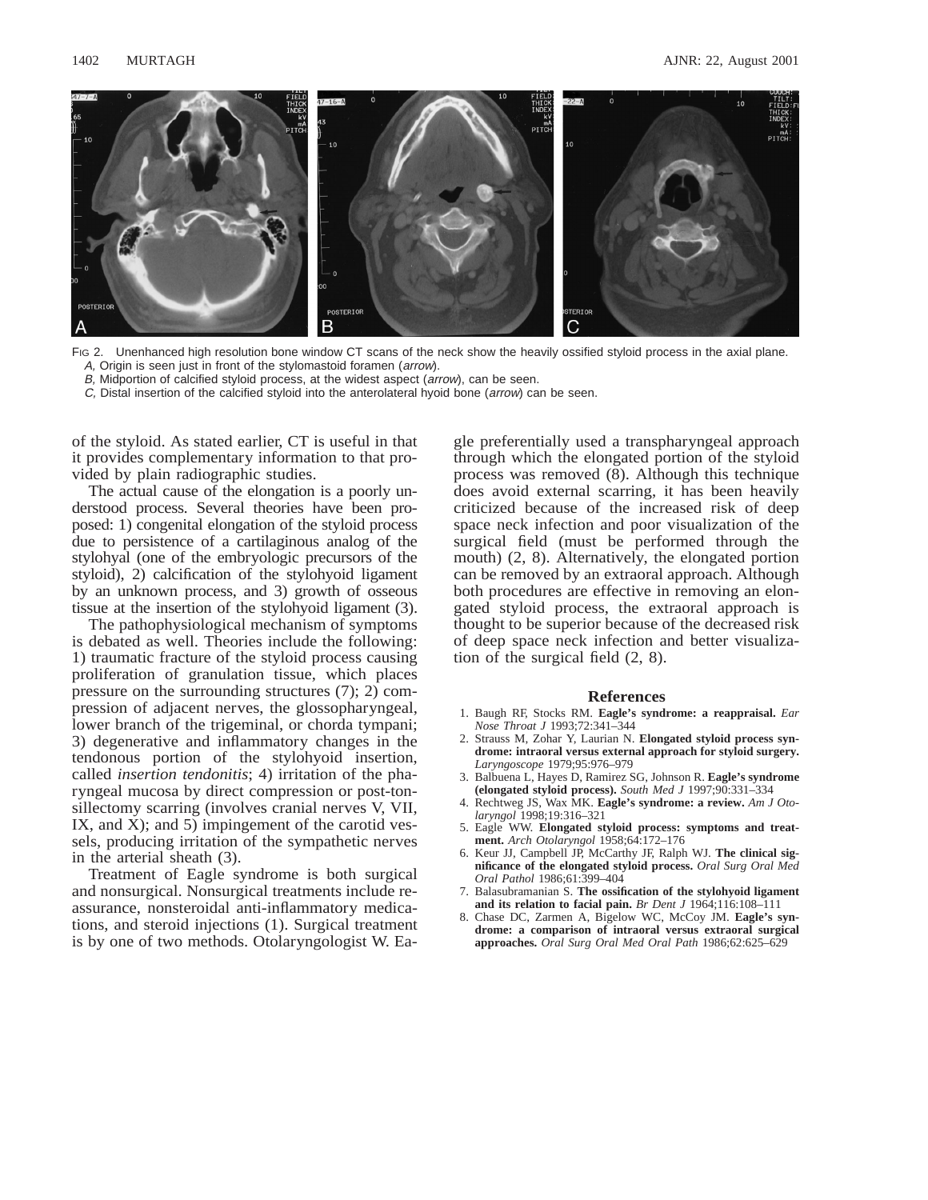Fig 2. Unenhanced high resolution bone window CT scans of the neck show the heavily ossified styloid process in the axial plane.
*A,* Origin is seen just in front of the stylomastoid foramen (*arrow*).
*B,* Midportion of calcified styloid process, at the widest aspect (*arrow*), can be seen.
*C,* Distal insertion of the calcified styloid into the anterolateral hyoid bone (*arrow*) can be seen.

of the styloid. As stated earlier, CT is useful in that it provides complementary information to that provided by plain radiographic studies.

The actual cause of the elongation is a poorly understood process. Several theories have been proposed: 1) congenital elongation of the styloid process due to persistence of a cartilaginous analog of the stylohyal (one of the embryologic precursors of the styloid), 2) calcification of the stylohyoid ligament by an unknown process, and 3) growth of osseous tissue at the insertion of the stylohyoid ligament (3).

The pathophysiological mechanism of symptoms is debated as well. Theories include the following: 1) traumatic fracture of the styloid process causing proliferation of granulation tissue, which places pressure on the surrounding structures (7); 2) compression of adjacent nerves, the glossopharyngeal, lower branch of the trigeminal, or chorda tympani; 3) degenerative and inflammatory changes in the tendonous portion of the stylohyoid insertion, called *insertion tendonitis*; 4) irritation of the pharyngeal mucosa by direct compression or post-tonsillectomy scarring (involves cranial nerves V, VII, IX, and X); and 5) impingement of the carotid vessels, producing irritation of the sympathetic nerves in the arterial sheath (3).

Treatment of Eagle syndrome is both surgical and nonsurgical. Nonsurgical treatments include reassurance, nonsteroidal anti-inflammatory medications, and steroid injections (1). Surgical treatment is by one of two methods. Otolaryngologist W. Eagle preferentially used a transpharyngeal approach through which the elongated portion of the styloid process was removed (8). Although this technique does avoid external scarring, it has been heavily criticized because of the increased risk of deep space neck infection and poor visualization of the surgical field (must be performed through the mouth) (2, 8). Alternatively, the elongated portion can be removed by an extraoral approach. Although both procedures are effective in removing an elongated styloid process, the extraoral approach is thought to be superior because of the decreased risk of deep space neck infection and better visualization of the surgical field (2, 8).

## References

1. Baugh RF, Stocks RM. **Eagle's syndrome: a reappraisal.** *Ear Nose Throat J* 1993;72:341–344
2. Strauss M, Zohar Y, Laurian N. **Elongated styloid process syndrome: intraoral versus external approach for styloid surgery.** *Laryngoscope* 1979;95:976–979
3. Balbuena L, Hayes D, Ramirez SG, Johnson R. **Eagle's syndrome (elongated styloid process).** *South Med J* 1997;90:331–334
4. Rechtweg JS, Wax MK. **Eagle's syndrome: a review.** *Am J Otolaryngol* 1998;19:316–321
5. Eagle WW. **Elongated styloid process: symptoms and treatment.** *Arch Otolaryngol* 1958;64:172–176
6. Keur JJ, Campbell JP, McCarthy JF, Ralph WJ. **The clinical significance of the elongated styloid process.** *Oral Surg Oral Med Oral Pathol* 1986;61:399–404
7. Balasubramanian S. **The ossification of the stylohyoid ligament and its relation to facial pain.** *Br Dent J* 1964;116:108–111
8. Chase DC, Zarmen A, Bigelow WC, McCoy JM. **Eagle's syndrome: a comparison of intraoral versus extraoral surgical approaches.** *Oral Surg Oral Med Oral Path* 1986;62:625–629